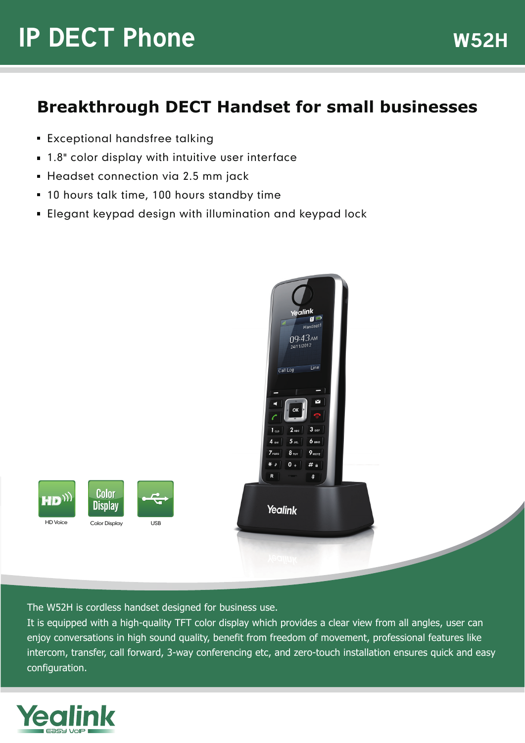# IP DECT Phone

**W52H**

## Breakthrough DECT Handset for small businesses

- Exceptional handsfree talking
- 1.8" color display with intuitive user interface
- Headset connection via 2.5 mm jack
- 10 hours talk time, 100 hours standby time
- Elegant keypad design with illumination and keypad lock

HD Voice | Color Display | USB

The W52H is cordless handset designed for business use.
It is equipped with a high-quality TFT color display which provides a clear view from all angles, user can enjoy conversations in high sound quality, benefit from freedom of movement, professional features like intercom, transfer, call forward, 3-way conferencing etc, and zero-touch installation ensures quick and easy configuration.

Yealink Easy VoIP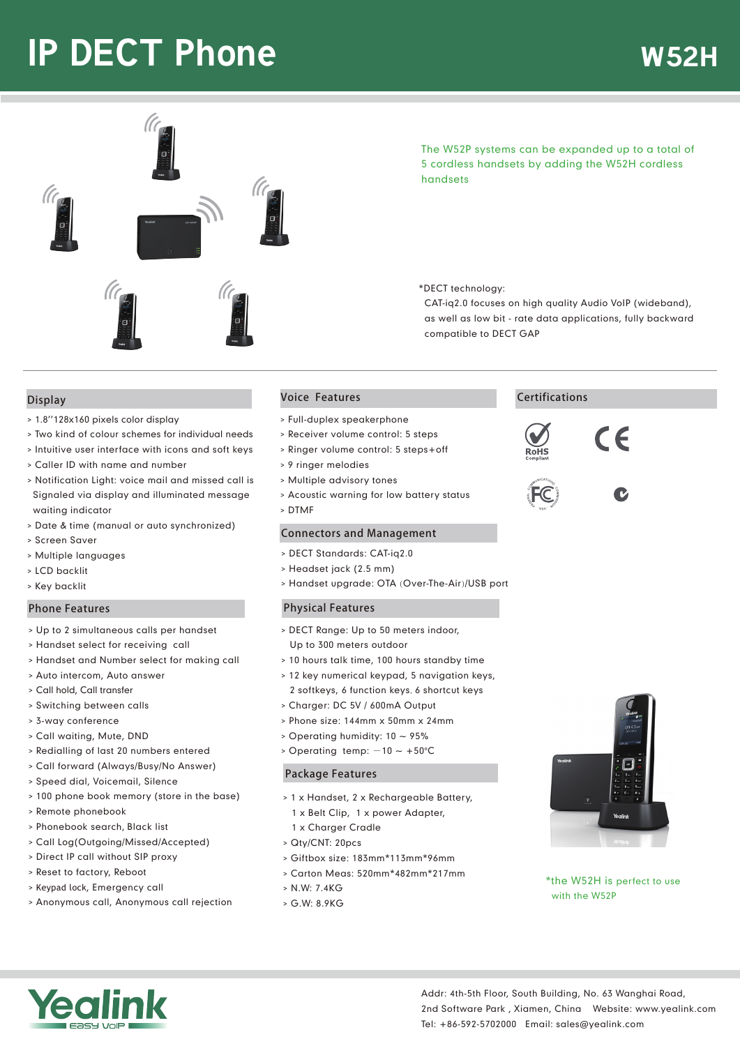# IP DECT Phone

## W52H

The W52P systems can be expanded up to a total of 5 cordless handsets by adding the W52H cordless handsets

*DECT technology:
CAT-iq2.0 focuses on high quality Audio VoIP (wideband), as well as low bit - rate data applications, fully backward compatible to DECT GAP

### Display

- 1.8''128x160 pixels color display
- Two kind of colour schemes for individual needs
- Intuitive user interface with icons and soft keys
- Caller ID with name and number
- Notification Light: voice mail and missed call is Signaled via display and illuminated message waiting indicator
- Date & time (manual or auto synchronized)
- Screen Saver
- Multiple languages
- LCD backlit
- Key backlit

### Phone Features

- Up to 2 simultaneous calls per handset
- Handset select for receiving call
- Handset and Number select for making call
- Auto intercom, Auto answer
- Call hold, Call transfer
- Switching between calls
- 3-way conference
- Call waiting, Mute, DND
- Redialling of last 20 numbers entered
- Call forward (Always/Busy/No Answer)
- Speed dial, Voicemail, Silence
- 100 phone book memory (store in the base)
- Remote phonebook
- Phonebook search, Black list
- Call Log(Outgoing/Missed/Accepted)
- Direct IP call without SIP proxy
- Reset to factory, Reboot
- Keypad lock, Emergency call
- Anonymous call, Anonymous call rejection

### Voice Features

- Full-duplex speakerphone
- Receiver volume control: 5 steps
- Ringer volume control: 5 steps+off
- 9 ringer melodies
- Multiple advisory tones
- Acoustic warning for low battery status
- DTMF

### Connectors and Management

- DECT Standards: CAT-iq2.0
- Headset jack (2.5 mm)
- Handset upgrade: OTA (Over-The-Air)/USB port

### Physical Features

- DECT Range: Up to 50 meters indoor, Up to 300 meters outdoor
- 10 hours talk time, 100 hours standby time
- 12 key numerical keypad, 5 navigation keys, 2 softkeys, 6 function keys, 6 shortcut keys
- Charger: DC 5V / 600mA Output
- Phone size: 144mm x 50mm x 24mm
- Operating humidity: 10 ~ 95%
- Operating temp: −10 ~ +50°C

### Package Features

- 1 x Handset, 2 x Rechargeable Battery, 1 x Belt Clip, 1 x power Adapter, 1 x Charger Cradle
- Qty/CNT: 20pcs
- Giftbox size: 183mm*113mm*96mm
- Carton Meas: 520mm*482mm*217mm
- N.W: 7.4KG
- G.W: 8.9KG

### Certifications

RoHS Compliant

*the W52H is perfect to use with the W52P

Addr: 4th-5th Floor, South Building, No. 63 Wanghai Road, 2nd Software Park , Xiamen, China    Website: www.yealink.com
Tel: +86-592-5702000    Email: sales@yealink.com